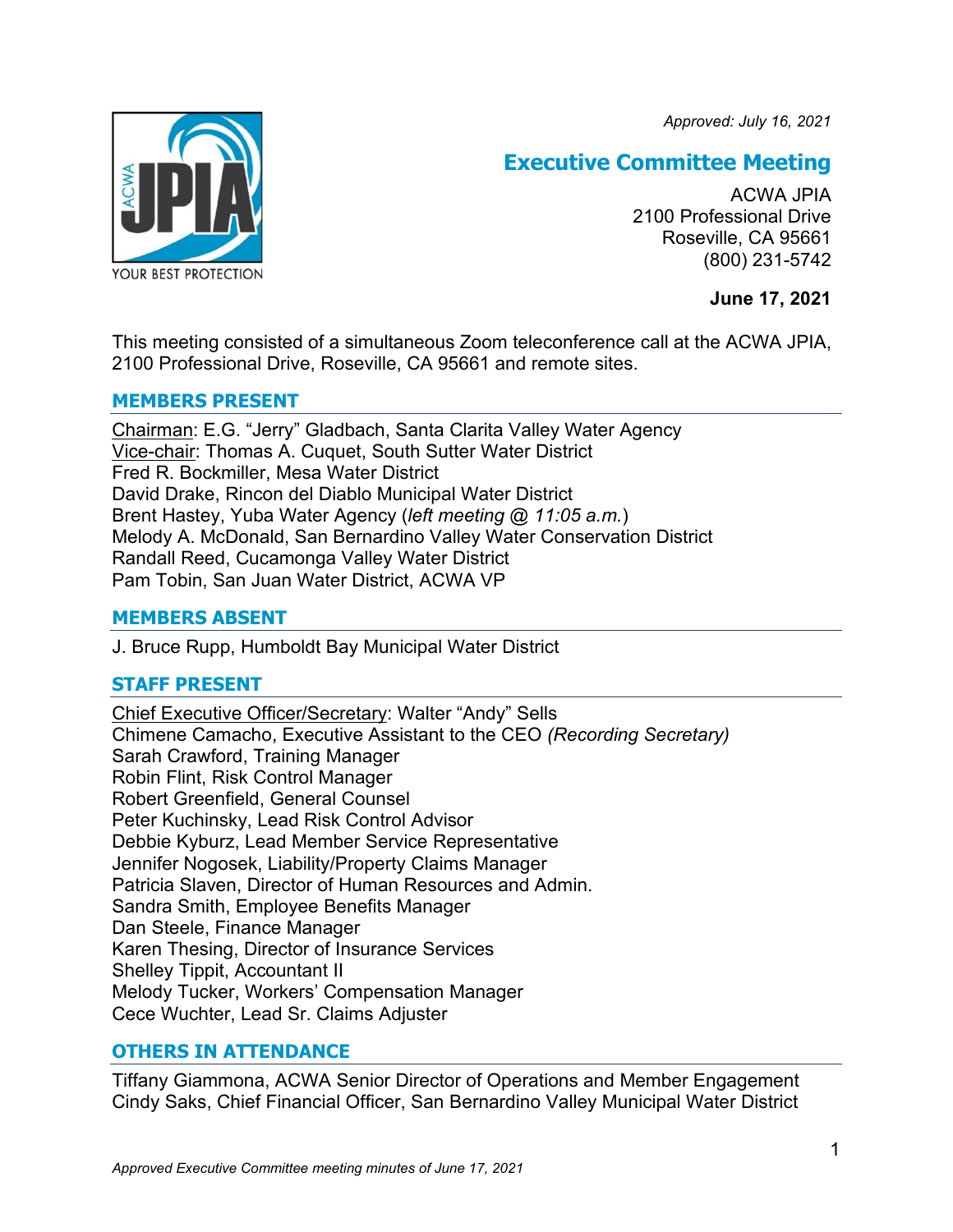*Approved: July 16, 2021*

# Executive Committee Meeting

ACWA JPIA
2100 Professional Drive
Roseville, CA 95661
(800) 231-5742

**June 17, 2021**

This meeting consisted of a simultaneous Zoom teleconference call at the ACWA JPIA, 2100 Professional Drive, Roseville, CA 95661 and remote sites.

## MEMBERS PRESENT

Chairman: E.G. “Jerry” Gladbach, Santa Clarita Valley Water Agency
Vice-chair: Thomas A. Cuquet, South Sutter Water District
Fred R. Bockmiller, Mesa Water District
David Drake, Rincon del Diablo Municipal Water District
Brent Hastey, Yuba Water Agency (*left meeting @ 11:05 a.m.*)
Melody A. McDonald, San Bernardino Valley Water Conservation District
Randall Reed, Cucamonga Valley Water District
Pam Tobin, San Juan Water District, ACWA VP

## MEMBERS ABSENT

J. Bruce Rupp, Humboldt Bay Municipal Water District

## STAFF PRESENT

Chief Executive Officer/Secretary: Walter “Andy” Sells
Chimene Camacho, Executive Assistant to the CEO *(Recording Secretary)*
Sarah Crawford, Training Manager
Robin Flint, Risk Control Manager
Robert Greenfield, General Counsel
Peter Kuchinsky, Lead Risk Control Advisor
Debbie Kyburz, Lead Member Service Representative
Jennifer Nogosek, Liability/Property Claims Manager
Patricia Slaven, Director of Human Resources and Admin.
Sandra Smith, Employee Benefits Manager
Dan Steele, Finance Manager
Karen Thesing, Director of Insurance Services
Shelley Tippit, Accountant II
Melody Tucker, Workers' Compensation Manager
Cece Wuchter, Lead Sr. Claims Adjuster

## OTHERS IN ATTENDANCE

Tiffany Giammona, ACWA Senior Director of Operations and Member Engagement
Cindy Saks, Chief Financial Officer, San Bernardino Valley Municipal Water District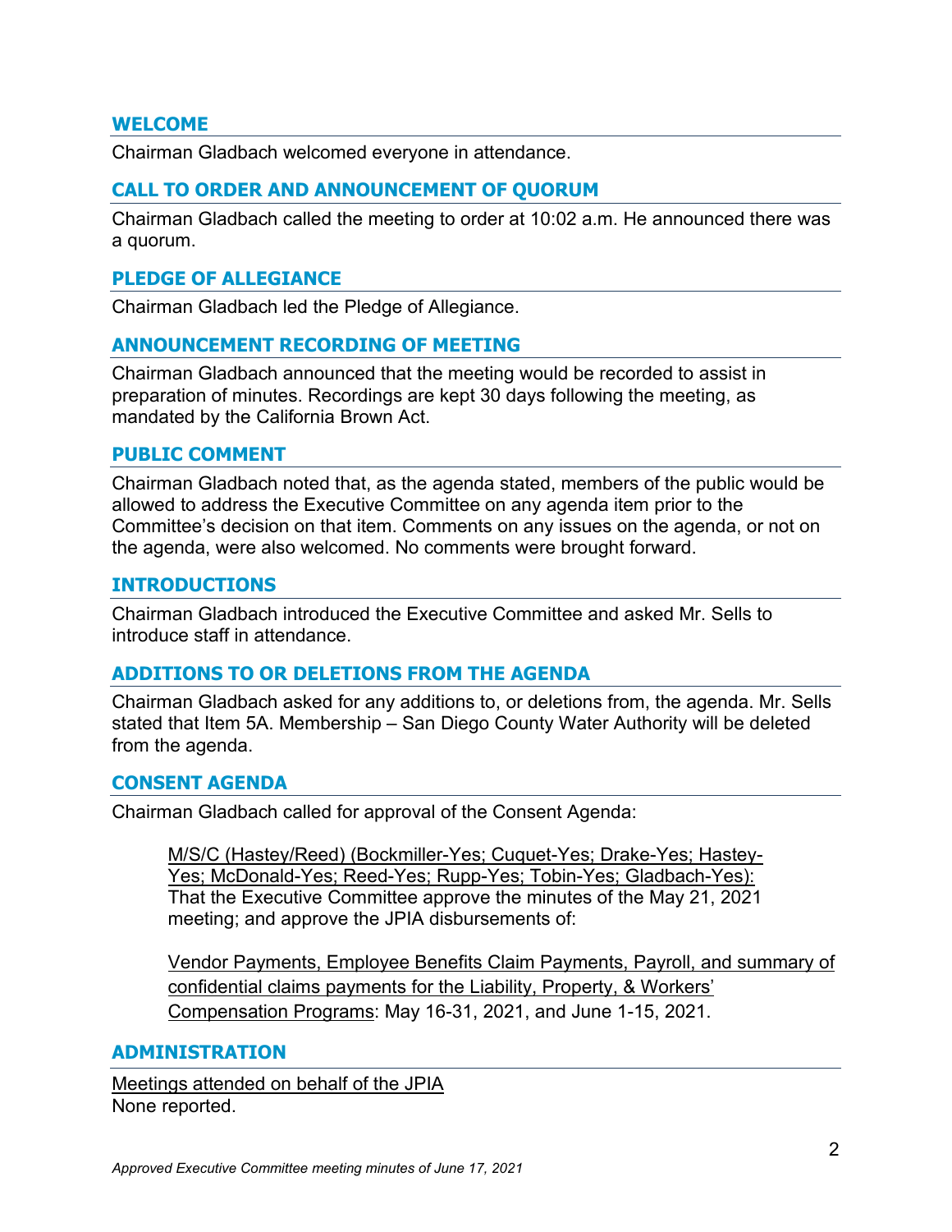## WELCOME

Chairman Gladbach welcomed everyone in attendance.

## CALL TO ORDER AND ANNOUNCEMENT OF QUORUM

Chairman Gladbach called the meeting to order at 10:02 a.m. He announced there was a quorum.

## PLEDGE OF ALLEGIANCE

Chairman Gladbach led the Pledge of Allegiance.

## ANNOUNCEMENT RECORDING OF MEETING

Chairman Gladbach announced that the meeting would be recorded to assist in preparation of minutes. Recordings are kept 30 days following the meeting, as mandated by the California Brown Act.

## PUBLIC COMMENT

Chairman Gladbach noted that, as the agenda stated, members of the public would be allowed to address the Executive Committee on any agenda item prior to the Committee's decision on that item. Comments on any issues on the agenda, or not on the agenda, were also welcomed. No comments were brought forward.

## INTRODUCTIONS

Chairman Gladbach introduced the Executive Committee and asked Mr. Sells to introduce staff in attendance.

## ADDITIONS TO OR DELETIONS FROM THE AGENDA

Chairman Gladbach asked for any additions to, or deletions from, the agenda. Mr. Sells stated that Item 5A. Membership – San Diego County Water Authority will be deleted from the agenda.

## CONSENT AGENDA

Chairman Gladbach called for approval of the Consent Agenda:

> M/S/C (Hastey/Reed) (Bockmiller-Yes; Cuquet-Yes; Drake-Yes; Hastey-Yes; McDonald-Yes; Reed-Yes; Rupp-Yes; Tobin-Yes; Gladbach-Yes): That the Executive Committee approve the minutes of the May 21, 2021 meeting; and approve the JPIA disbursements of:
>
> Vendor Payments, Employee Benefits Claim Payments, Payroll, and summary of confidential claims payments for the Liability, Property, & Workers' Compensation Programs: May 16-31, 2021, and June 1-15, 2021.

## ADMINISTRATION

Meetings attended on behalf of the JPIA

None reported.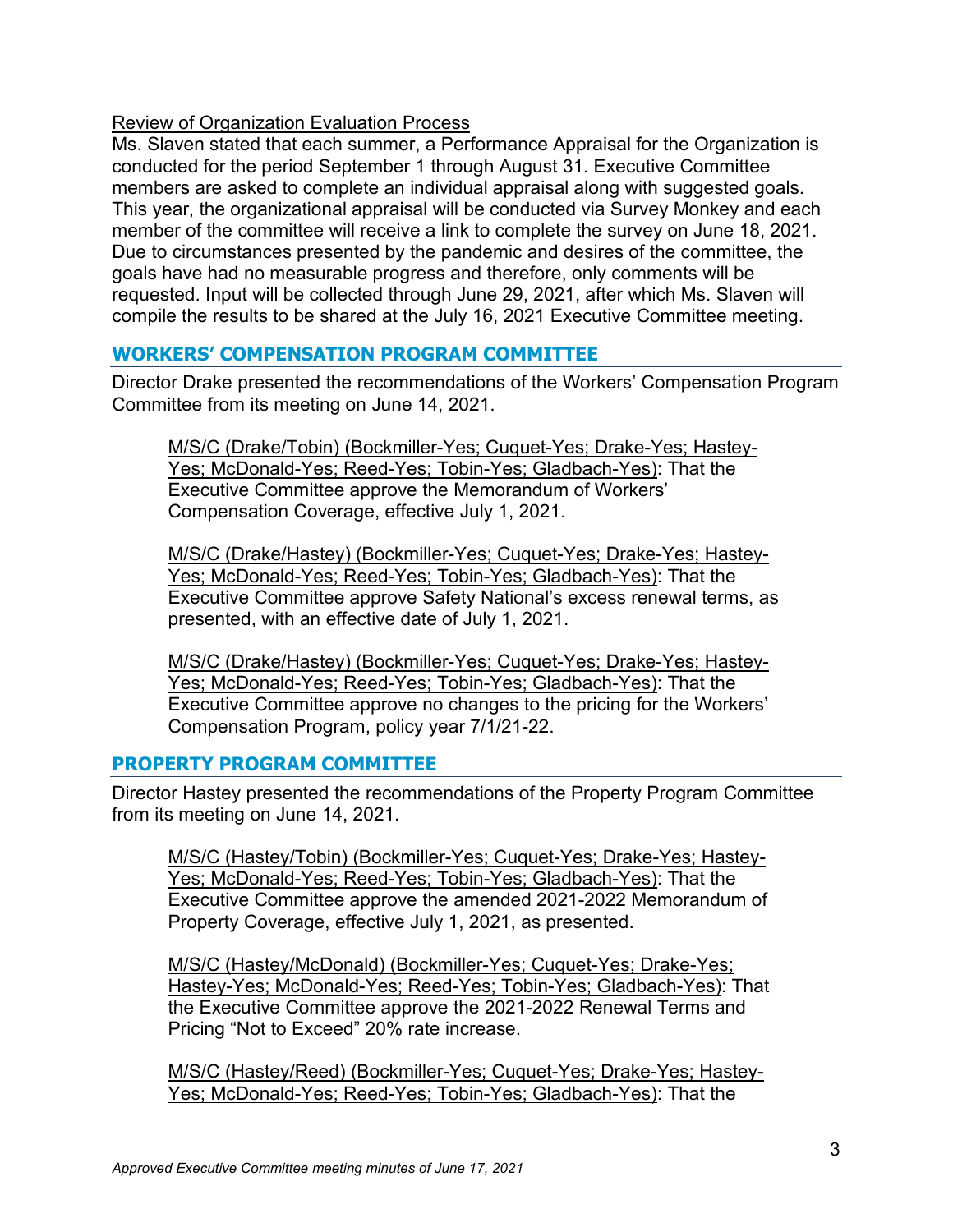Review of Organization Evaluation Process

Ms. Slaven stated that each summer, a Performance Appraisal for the Organization is conducted for the period September 1 through August 31. Executive Committee members are asked to complete an individual appraisal along with suggested goals. This year, the organizational appraisal will be conducted via Survey Monkey and each member of the committee will receive a link to complete the survey on June 18, 2021. Due to circumstances presented by the pandemic and desires of the committee, the goals have had no measurable progress and therefore, only comments will be requested. Input will be collected through June 29, 2021, after which Ms. Slaven will compile the results to be shared at the July 16, 2021 Executive Committee meeting.

## WORKERS' COMPENSATION PROGRAM COMMITTEE

Director Drake presented the recommendations of the Workers' Compensation Program Committee from its meeting on June 14, 2021.

> M/S/C (Drake/Tobin) (Bockmiller-Yes; Cuquet-Yes; Drake-Yes; Hastey-Yes; McDonald-Yes; Reed-Yes; Tobin-Yes; Gladbach-Yes): That the Executive Committee approve the Memorandum of Workers' Compensation Coverage, effective July 1, 2021.

> M/S/C (Drake/Hastey) (Bockmiller-Yes; Cuquet-Yes; Drake-Yes; Hastey-Yes; McDonald-Yes; Reed-Yes; Tobin-Yes; Gladbach-Yes): That the Executive Committee approve Safety National's excess renewal terms, as presented, with an effective date of July 1, 2021.

> M/S/C (Drake/Hastey) (Bockmiller-Yes; Cuquet-Yes; Drake-Yes; Hastey-Yes; McDonald-Yes; Reed-Yes; Tobin-Yes; Gladbach-Yes): That the Executive Committee approve no changes to the pricing for the Workers' Compensation Program, policy year 7/1/21-22.

## PROPERTY PROGRAM COMMITTEE

Director Hastey presented the recommendations of the Property Program Committee from its meeting on June 14, 2021.

> M/S/C (Hastey/Tobin) (Bockmiller-Yes; Cuquet-Yes; Drake-Yes; Hastey-Yes; McDonald-Yes; Reed-Yes; Tobin-Yes; Gladbach-Yes): That the Executive Committee approve the amended 2021-2022 Memorandum of Property Coverage, effective July 1, 2021, as presented.

> M/S/C (Hastey/McDonald) (Bockmiller-Yes; Cuquet-Yes; Drake-Yes; Hastey-Yes; McDonald-Yes; Reed-Yes; Tobin-Yes; Gladbach-Yes): That the Executive Committee approve the 2021-2022 Renewal Terms and Pricing "Not to Exceed" 20% rate increase.

> M/S/C (Hastey/Reed) (Bockmiller-Yes; Cuquet-Yes; Drake-Yes; Hastey-Yes; McDonald-Yes; Reed-Yes; Tobin-Yes; Gladbach-Yes): That the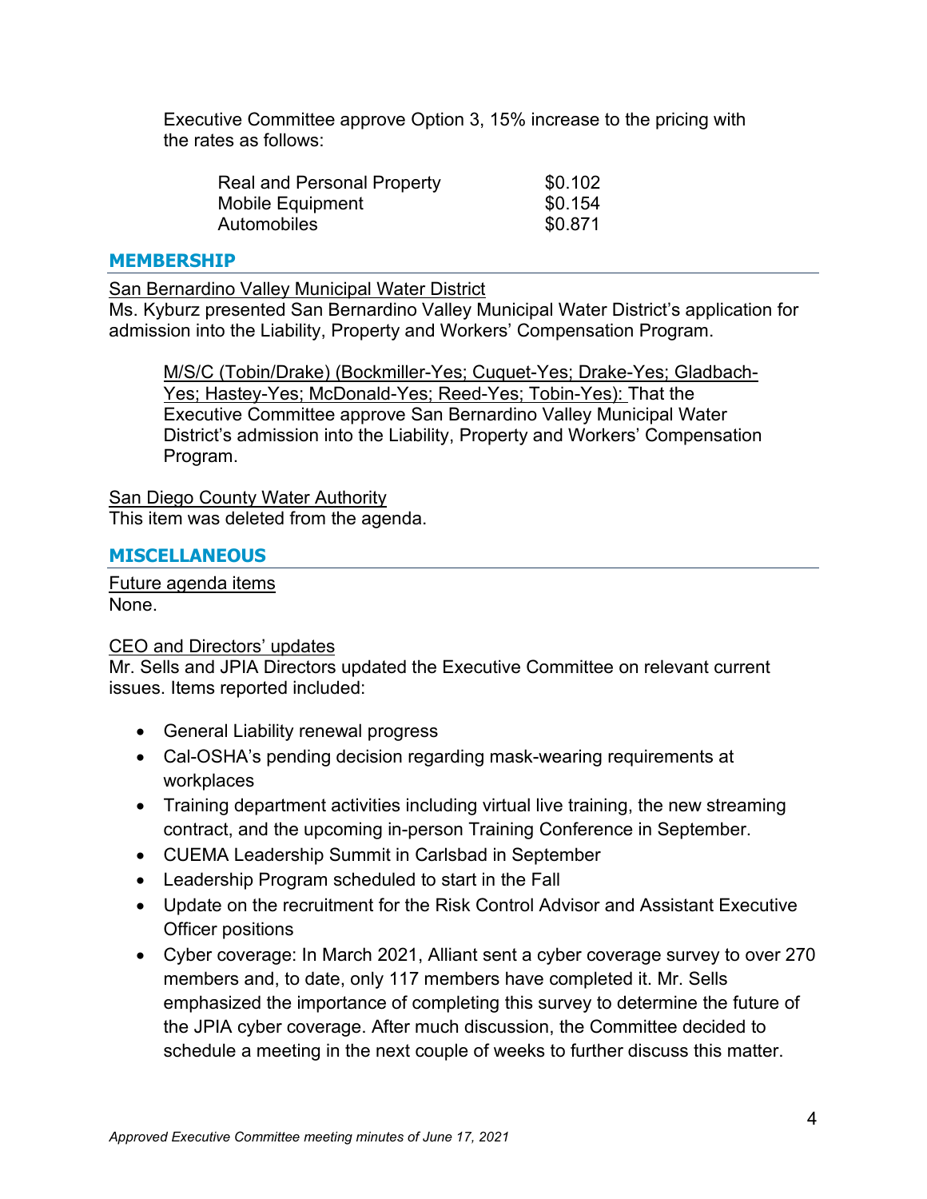Executive Committee approve Option 3, 15% increase to the pricing with the rates as follows:

| | |
|---|---|
| Real and Personal Property | $0.102 |
| Mobile Equipment | $0.154 |
| Automobiles | $0.871 |

## MEMBERSHIP

San Bernardino Valley Municipal Water District
Ms. Kyburz presented San Bernardino Valley Municipal Water District's application for admission into the Liability, Property and Workers' Compensation Program.

> M/S/C (Tobin/Drake) (Bockmiller-Yes; Cuquet-Yes; Drake-Yes; Gladbach-Yes; Hastey-Yes; McDonald-Yes; Reed-Yes; Tobin-Yes): That the Executive Committee approve San Bernardino Valley Municipal Water District's admission into the Liability, Property and Workers' Compensation Program.

San Diego County Water Authority
This item was deleted from the agenda.

## MISCELLANEOUS

Future agenda items
None.

CEO and Directors' updates
Mr. Sells and JPIA Directors updated the Executive Committee on relevant current issues. Items reported included:

- General Liability renewal progress
- Cal-OSHA's pending decision regarding mask-wearing requirements at workplaces
- Training department activities including virtual live training, the new streaming contract, and the upcoming in-person Training Conference in September.
- CUEMA Leadership Summit in Carlsbad in September
- Leadership Program scheduled to start in the Fall
- Update on the recruitment for the Risk Control Advisor and Assistant Executive Officer positions
- Cyber coverage: In March 2021, Alliant sent a cyber coverage survey to over 270 members and, to date, only 117 members have completed it. Mr. Sells emphasized the importance of completing this survey to determine the future of the JPIA cyber coverage. After much discussion, the Committee decided to schedule a meeting in the next couple of weeks to further discuss this matter.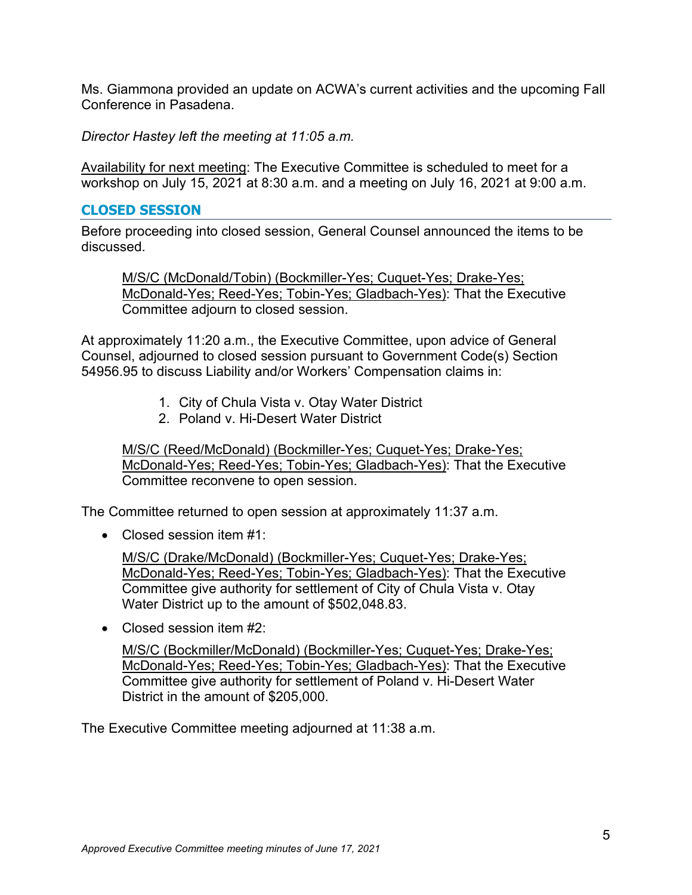Ms. Giammona provided an update on ACWA's current activities and the upcoming Fall Conference in Pasadena.

*Director Hastey left the meeting at 11:05 a.m.*

Availability for next meeting: The Executive Committee is scheduled to meet for a workshop on July 15, 2021 at 8:30 a.m. and a meeting on July 16, 2021 at 9:00 a.m.

## CLOSED SESSION

Before proceeding into closed session, General Counsel announced the items to be discussed.

> M/S/C (McDonald/Tobin) (Bockmiller-Yes; Cuquet-Yes; Drake-Yes; McDonald-Yes; Reed-Yes; Tobin-Yes; Gladbach-Yes): That the Executive Committee adjourn to closed session.

At approximately 11:20 a.m., the Executive Committee, upon advice of General Counsel, adjourned to closed session pursuant to Government Code(s) Section 54956.95 to discuss Liability and/or Workers' Compensation claims in:

1. City of Chula Vista v. Otay Water District
2. Poland v. Hi-Desert Water District

> M/S/C (Reed/McDonald) (Bockmiller-Yes; Cuquet-Yes; Drake-Yes; McDonald-Yes; Reed-Yes; Tobin-Yes; Gladbach-Yes): That the Executive Committee reconvene to open session.

The Committee returned to open session at approximately 11:37 a.m.

- Closed session item #1:

  M/S/C (Drake/McDonald) (Bockmiller-Yes; Cuquet-Yes; Drake-Yes; McDonald-Yes; Reed-Yes; Tobin-Yes; Gladbach-Yes): That the Executive Committee give authority for settlement of City of Chula Vista v. Otay Water District up to the amount of $502,048.83.

- Closed session item #2:

  M/S/C (Bockmiller/McDonald) (Bockmiller-Yes; Cuquet-Yes; Drake-Yes; McDonald-Yes; Reed-Yes; Tobin-Yes; Gladbach-Yes): That the Executive Committee give authority for settlement of Poland v. Hi-Desert Water District in the amount of $205,000.

The Executive Committee meeting adjourned at 11:38 a.m.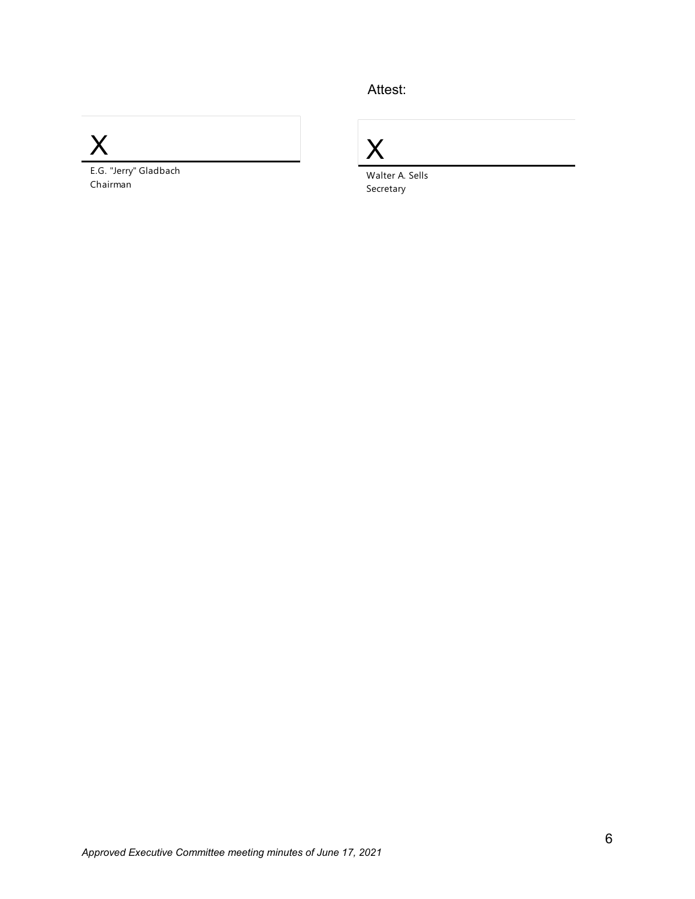Attest:

X

E.G. "Jerry" Gladbach
Chairman

X

Walter A. Sells
Secretary